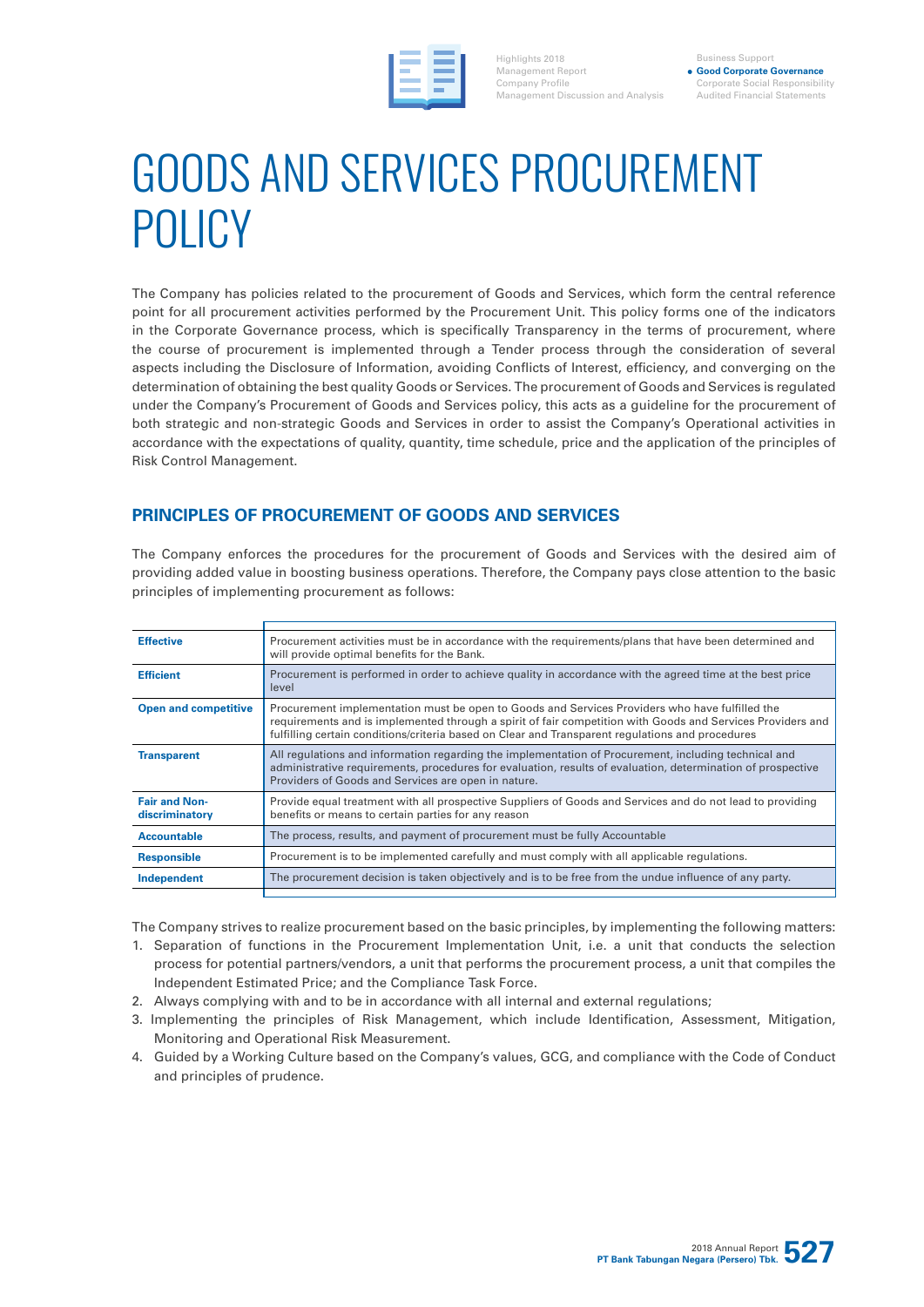# GOODS AND SERVICES PROCUREMENT POLICY

The Company has policies related to the procurement of Goods and Services, which form the central reference point for all procurement activities performed by the Procurement Unit. This policy forms one of the indicators in the Corporate Governance process, which is specifically Transparency in the terms of procurement, where the course of procurement is implemented through a Tender process through the consideration of several aspects including the Disclosure of Information, avoiding Conflicts of Interest, efficiency, and converging on the determination of obtaining the best quality Goods or Services. The procurement of Goods and Services is regulated under the Company's Procurement of Goods and Services policy, this acts as a guideline for the procurement of both strategic and non-strategic Goods and Services in order to assist the Company's Operational activities in accordance with the expectations of quality, quantity, time schedule, price and the application of the principles of Risk Control Management.

## PRINCIPLES OF PROCUREMENT OF GOODS AND SERVICES

The Company enforces the procedures for the procurement of Goods and Services with the desired aim of providing added value in boosting business operations. Therefore, the Company pays close attention to the basic principles of implementing procurement as follows:

| Principle | Description |
|---|---|
| **Effective** | Procurement activities must be in accordance with the requirements/plans that have been determined and will provide optimal benefits for the Bank. |
| **Efficient** | Procurement is performed in order to achieve quality in accordance with the agreed time at the best price level |
| **Open and competitive** | Procurement implementation must be open to Goods and Services Providers who have fulfilled the requirements and is implemented through a spirit of fair competition with Goods and Services Providers and fulfilling certain conditions/criteria based on Clear and Transparent regulations and procedures |
| **Transparent** | All regulations and information regarding the implementation of Procurement, including technical and administrative requirements, procedures for evaluation, results of evaluation, determination of prospective Providers of Goods and Services are open in nature. |
| **Fair and Non-discriminatory** | Provide equal treatment with all prospective Suppliers of Goods and Services and do not lead to providing benefits or means to certain parties for any reason |
| **Accountable** | The process, results, and payment of procurement must be fully Accountable |
| **Responsible** | Procurement is to be implemented carefully and must comply with all applicable regulations. |
| **Independent** | The procurement decision is taken objectively and is to be free from the undue influence of any party. |

The Company strives to realize procurement based on the basic principles, by implementing the following matters:

1. Separation of functions in the Procurement Implementation Unit, i.e. a unit that conducts the selection process for potential partners/vendors, a unit that performs the procurement process, a unit that compiles the Independent Estimated Price; and the Compliance Task Force.
2. Always complying with and to be in accordance with all internal and external regulations;
3. Implementing the principles of Risk Management, which include Identification, Assessment, Mitigation, Monitoring and Operational Risk Measurement.
4. Guided by a Working Culture based on the Company's values, GCG, and compliance with the Code of Conduct and principles of prudence.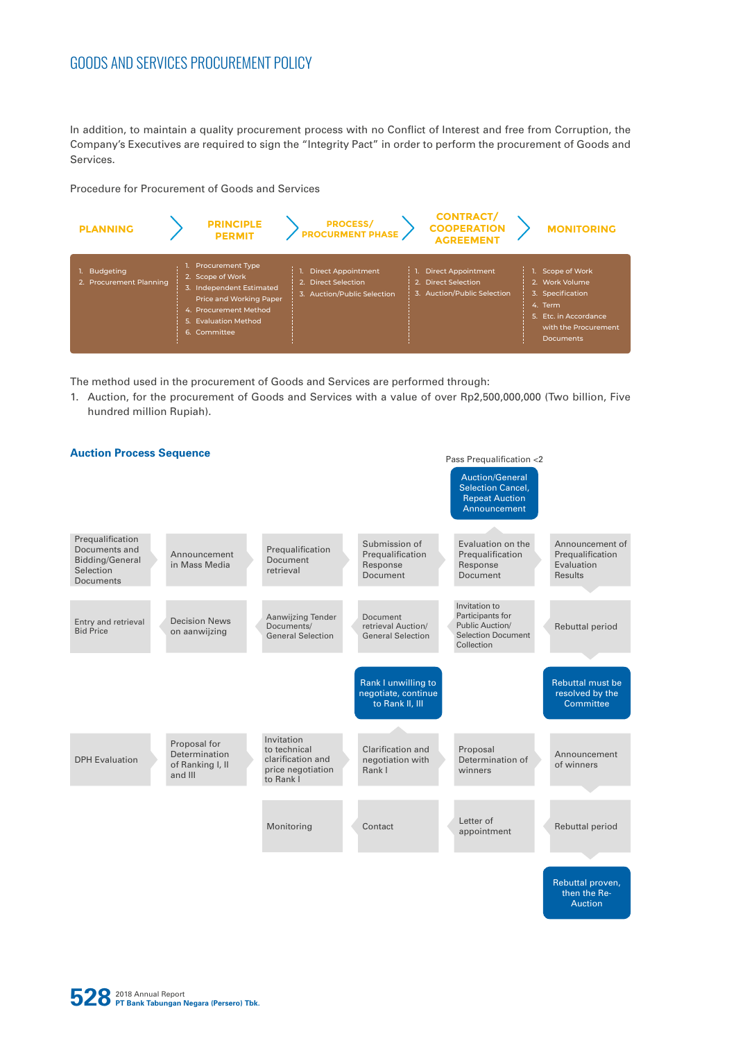## GOODS AND SERVICES PROCUREMENT POLICY

In addition, to maintain a quality procurement process with no Conflict of Interest and free from Corruption, the Company's Executives are required to sign the "Integrity Pact" in order to perform the procurement of Goods and Services.

Procedure for Procurement of Goods and Services

| PLANNING | PRINCIPLE PERMIT | PROCESS/ PROCURMENT PHASE | CONTRACT/ COOPERATION AGREEMENT | MONITORING |
|---|---|---|---|---|
| 1. Budgeting<br>2. Procurement Planning | 1. Procurement Type<br>2. Scope of Work<br>3. Independent Estimated Price and Working Paper<br>4. Procurement Method<br>5. Evaluation Method<br>6. Committee | 1. Direct Appointment<br>2. Direct Selection<br>3. Auction/Public Selection | 1. Direct Appointment<br>2. Direct Selection<br>3. Auction/Public Selection | 1. Scope of Work<br>2. Work Volume<br>3. Specification<br>4. Term<br>5. Etc. in Accordance with the Procurement Documents |

The method used in the procurement of Goods and Services are performed through:

1. Auction, for the procurement of Goods and Services with a value of over Rp2,500,000,000 (Two billion, Five hundred million Rupiah).

### Auction Process Sequence

1. Prequalification Documents and Bidding/General Selection Documents
2. Announcement in Mass Media
3. Prequalification Document retrieval
4. Submission of Prequalification Response Document
5. Evaluation on the Prequalification Response Document
   - Pass Prequalification <2: Auction/General Selection Cancel, Repeat Auction Announcement
6. Announcement of Prequalification Evaluation Results
7. Rebuttal period
   - Rebuttal must be resolved by the Committee
8. Invitation to Participants for Public Auction/ Selection Document Collection
9. Document retrieval Auction/ General Selection
10. Aanwijzing Tender Documents/ General Selection
11. Decision News on aanwijzing
12. Entry and retrieval Bid Price
13. DPH Evaluation
14. Proposal for Determination of Ranking I, II and III
15. Invitation to technical clarification and price negotiation to Rank I
16. Clarification and negotiation with Rank I
    - Rank I unwilling to negotiate, continue to Rank II, III
17. Proposal Determination of winners
18. Announcement of winners
19. Rebuttal period
    - Rebuttal proven, then the Re-Auction
20. Letter of appointment
21. Contact
22. Monitoring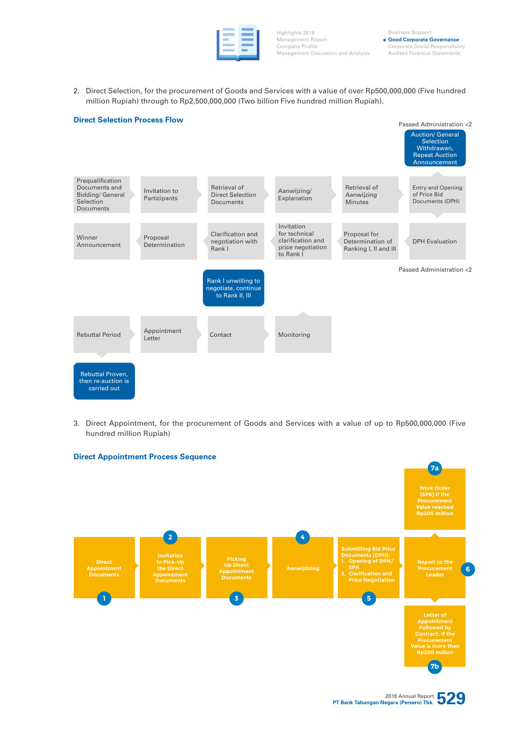2. Direct Selection, for the procurement of Goods and Services with a value of over Rp500,000,000 (Five hundred million Rupiah) through to Rp2,500,000,000 (Two billion Five hundred million Rupiah).

**Direct Selection Process Flow**

Passed Administration <2

Auction/ General Selection Withdrawan, Repeat Auction Announcement

Prequalification Documents and Bidding/ General Selection Documents

Invitation to Participants

Retrieval of Direct Selection Documents

Aanwijzing/ Explanation

Retrieval of Aanwijzing Minutes

Entry and Opening of Price Bid Documents (DPH)

DPH Evaluation

Proposal for Determination of Ranking I, II and III

Invitation for technical clarification and price negotiation to Rank I

Clarification and negotiation with Rank I

Proposal Determination

Winner Announcement

Passed Administration <2

Rank I unwilling to negotiate, continue to Rank II, III

Rebuttal Period

Appointment Letter

Contact

Monitoring

Rebuttal Proven, then re-auction is carried out

3. Direct Appointment, for the procurement of Goods and Services with a value of up to Rp500,000,000 (Five hundred million Rupiah)

**Direct Appointment Process Sequence**

1. Direct Appointment Documents
2. Invitation to Pick-Up the Direct Appointment Documents
3. Picking Up Direct Appointment Documents
4. Aanwijdzing
5. Submitting Bid Price Documents (DPH):
   1. Opening of DPH/ SPH
   2. Clarification and Price Negotiation
6. Report to the Procurement Leader

7a. Work Order (SPK) if the Procurement Value reached Rp200 million

7b. Letter of Appointment Followed by Contract, if the Procurement Value is more than Rp200 million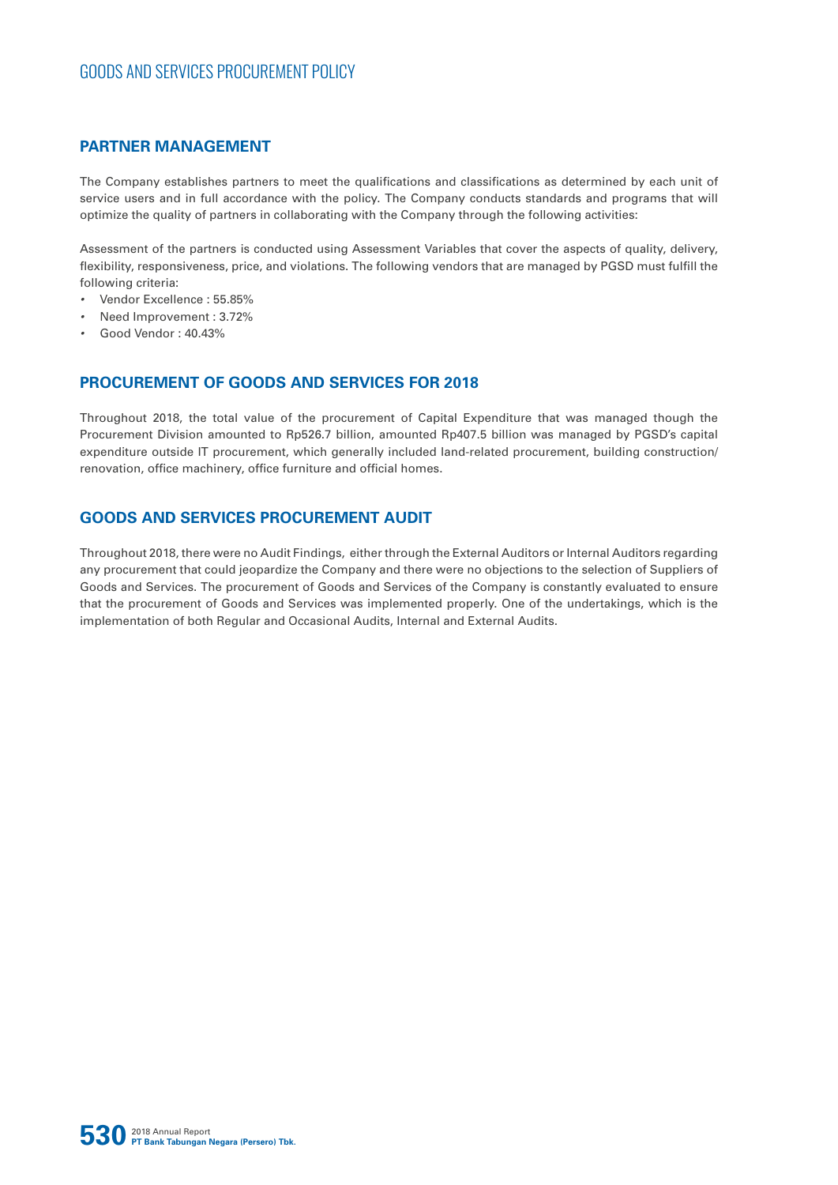## PARTNER MANAGEMENT

The Company establishes partners to meet the qualifications and classifications as determined by each unit of service users and in full accordance with the policy. The Company conducts standards and programs that will optimize the quality of partners in collaborating with the Company through the following activities:

Assessment of the partners is conducted using Assessment Variables that cover the aspects of quality, delivery, flexibility, responsiveness, price, and violations. The following vendors that are managed by PGSD must fulfill the following criteria:

- Vendor Excellence : 55.85%
- Need Improvement : 3.72%
- Good Vendor : 40.43%

## PROCUREMENT OF GOODS AND SERVICES FOR 2018

Throughout 2018, the total value of the procurement of Capital Expenditure that was managed though the Procurement Division amounted to Rp526.7 billion, amounted Rp407.5 billion was managed by PGSD's capital expenditure outside IT procurement, which generally included land-related procurement, building construction/ renovation, office machinery, office furniture and official homes.

## GOODS AND SERVICES PROCUREMENT AUDIT

Throughout 2018, there were no Audit Findings, either through the External Auditors or Internal Auditors regarding any procurement that could jeopardize the Company and there were no objections to the selection of Suppliers of Goods and Services. The procurement of Goods and Services of the Company is constantly evaluated to ensure that the procurement of Goods and Services was implemented properly. One of the undertakings, which is the implementation of both Regular and Occasional Audits, Internal and External Audits.